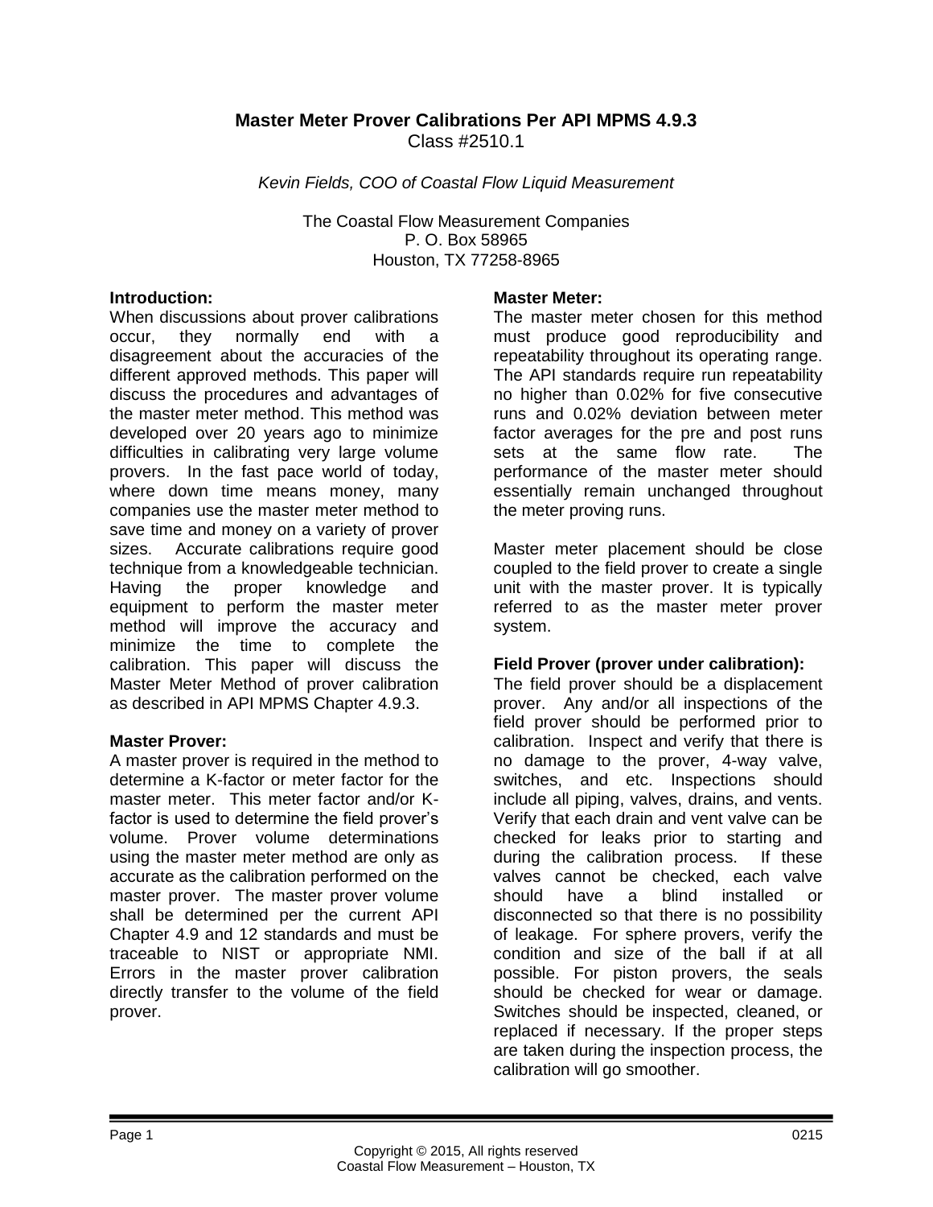# Master Meter Prover Calibrations Per API MPMS 4.9.3

Class #2510.1

*Kevin Fields, COO of Coastal Flow Liquid Measurement*

The Coastal Flow Measurement Companies
P. O. Box 58965
Houston, TX 77258-8965

## Introduction:

When discussions about prover calibrations occur, they normally end with a disagreement about the accuracies of the different approved methods. This paper will discuss the procedures and advantages of the master meter method. This method was developed over 20 years ago to minimize difficulties in calibrating very large volume provers. In the fast pace world of today, where down time means money, many companies use the master meter method to save time and money on a variety of prover sizes. Accurate calibrations require good technique from a knowledgeable technician. Having the proper knowledge and equipment to perform the master meter method will improve the accuracy and minimize the time to complete the calibration. This paper will discuss the Master Meter Method of prover calibration as described in API MPMS Chapter 4.9.3.

## Master Prover:

A master prover is required in the method to determine a K-factor or meter factor for the master meter. This meter factor and/or K-factor is used to determine the field prover's volume. Prover volume determinations using the master meter method are only as accurate as the calibration performed on the master prover. The master prover volume shall be determined per the current API Chapter 4.9 and 12 standards and must be traceable to NIST or appropriate NMI. Errors in the master prover calibration directly transfer to the volume of the field prover.

## Master Meter:

The master meter chosen for this method must produce good reproducibility and repeatability throughout its operating range. The API standards require run repeatability no higher than 0.02% for five consecutive runs and 0.02% deviation between meter factor averages for the pre and post runs sets at the same flow rate. The performance of the master meter should essentially remain unchanged throughout the meter proving runs.

Master meter placement should be close coupled to the field prover to create a single unit with the master prover. It is typically referred to as the master meter prover system.

## Field Prover (prover under calibration):

The field prover should be a displacement prover. Any and/or all inspections of the field prover should be performed prior to calibration. Inspect and verify that there is no damage to the prover, 4-way valve, switches, and etc. Inspections should include all piping, valves, drains, and vents. Verify that each drain and vent valve can be checked for leaks prior to starting and during the calibration process. If these valves cannot be checked, each valve should have a blind installed or disconnected so that there is no possibility of leakage. For sphere provers, verify the condition and size of the ball if at all possible. For piston provers, the seals should be checked for wear or damage. Switches should be inspected, cleaned, or replaced if necessary. If the proper steps are taken during the inspection process, the calibration will go smoother.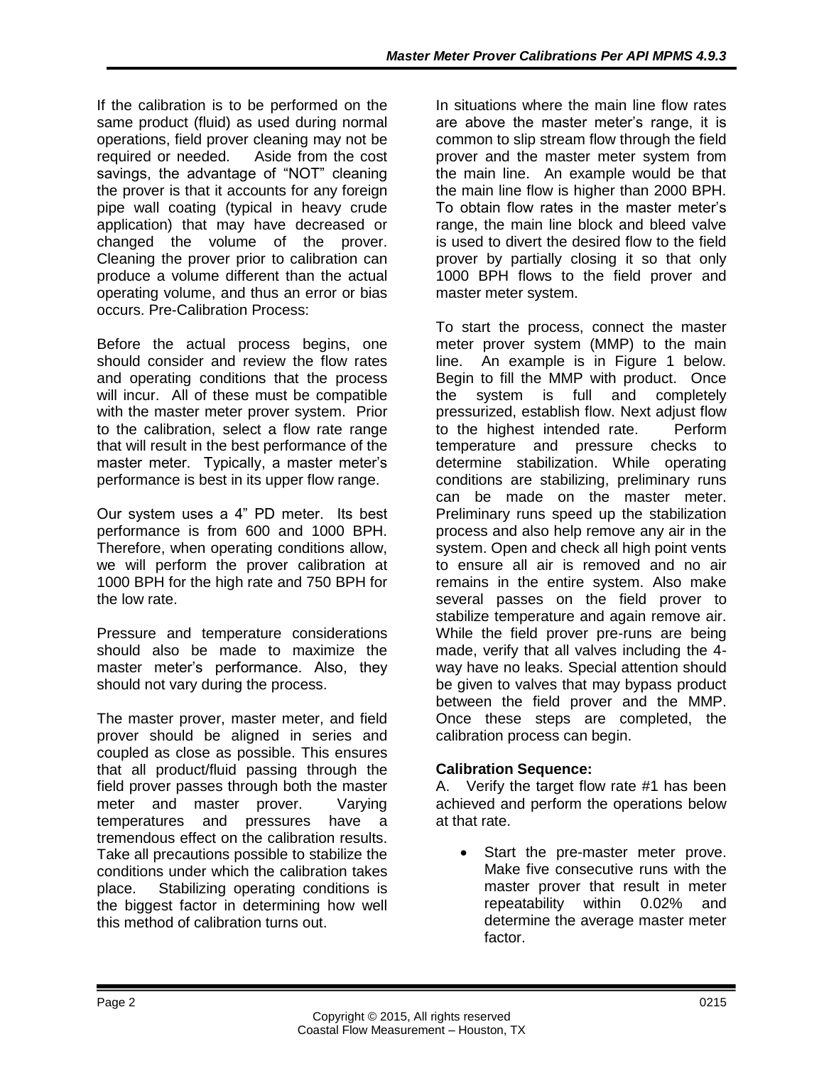If the calibration is to be performed on the same product (fluid) as used during normal operations, field prover cleaning may not be required or needed. Aside from the cost savings, the advantage of "NOT" cleaning the prover is that it accounts for any foreign pipe wall coating (typical in heavy crude application) that may have decreased or changed the volume of the prover. Cleaning the prover prior to calibration can produce a volume different than the actual operating volume, and thus an error or bias occurs. Pre-Calibration Process:

Before the actual process begins, one should consider and review the flow rates and operating conditions that the process will incur. All of these must be compatible with the master meter prover system. Prior to the calibration, select a flow rate range that will result in the best performance of the master meter. Typically, a master meter's performance is best in its upper flow range.

Our system uses a 4" PD meter. Its best performance is from 600 and 1000 BPH. Therefore, when operating conditions allow, we will perform the prover calibration at 1000 BPH for the high rate and 750 BPH for the low rate.

Pressure and temperature considerations should also be made to maximize the master meter's performance. Also, they should not vary during the process.

The master prover, master meter, and field prover should be aligned in series and coupled as close as possible. This ensures that all product/fluid passing through the field prover passes through both the master meter and master prover. Varying temperatures and pressures have a tremendous effect on the calibration results. Take all precautions possible to stabilize the conditions under which the calibration takes place. Stabilizing operating conditions is the biggest factor in determining how well this method of calibration turns out.

In situations where the main line flow rates are above the master meter's range, it is common to slip stream flow through the field prover and the master meter system from the main line. An example would be that the main line flow is higher than 2000 BPH. To obtain flow rates in the master meter's range, the main line block and bleed valve is used to divert the desired flow to the field prover by partially closing it so that only 1000 BPH flows to the field prover and master meter system.

To start the process, connect the master meter prover system (MMP) to the main line. An example is in Figure 1 below. Begin to fill the MMP with product. Once the system is full and completely pressurized, establish flow. Next adjust flow to the highest intended rate. Perform temperature and pressure checks to determine stabilization. While operating conditions are stabilizing, preliminary runs can be made on the master meter. Preliminary runs speed up the stabilization process and also help remove any air in the system. Open and check all high point vents to ensure all air is removed and no air remains in the entire system. Also make several passes on the field prover to stabilize temperature and again remove air. While the field prover pre-runs are being made, verify that all valves including the 4-way have no leaks. Special attention should be given to valves that may bypass product between the field prover and the MMP. Once these steps are completed, the calibration process can begin.

**Calibration Sequence:**

A. Verify the target flow rate #1 has been achieved and perform the operations below at that rate.

- Start the pre-master meter prove. Make five consecutive runs with the master prover that result in meter repeatability within 0.02% and determine the average master meter factor.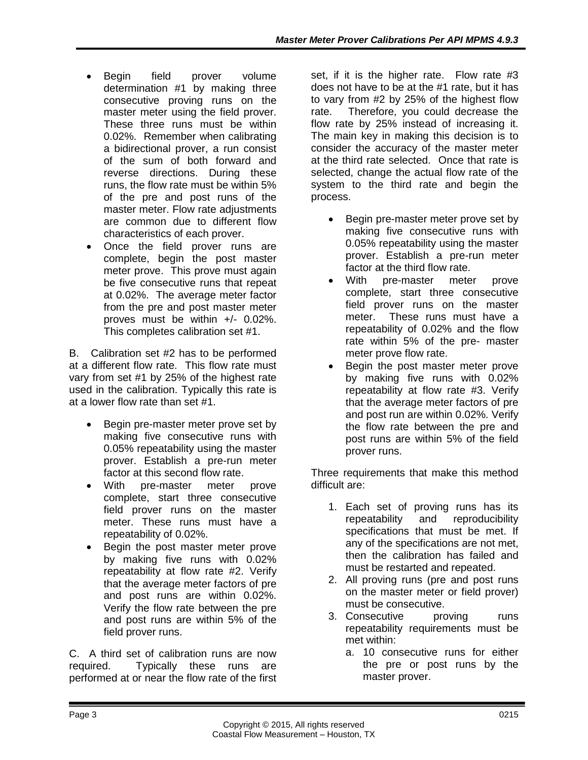- Begin field prover volume determination #1 by making three consecutive proving runs on the master meter using the field prover. These three runs must be within 0.02%. Remember when calibrating a bidirectional prover, a run consist of the sum of both forward and reverse directions. During these runs, the flow rate must be within 5% of the pre and post runs of the master meter. Flow rate adjustments are common due to different flow characteristics of each prover.
- Once the field prover runs are complete, begin the post master meter prove. This prove must again be five consecutive runs that repeat at 0.02%. The average meter factor from the pre and post master meter proves must be within +/- 0.02%. This completes calibration set #1.

B. Calibration set #2 has to be performed at a different flow rate. This flow rate must vary from set #1 by 25% of the highest rate used in the calibration. Typically this rate is at a lower flow rate than set #1.

- Begin pre-master meter prove set by making five consecutive runs with 0.05% repeatability using the master prover. Establish a pre-run meter factor at this second flow rate.
- With pre-master meter prove complete, start three consecutive field prover runs on the master meter. These runs must have a repeatability of 0.02%.
- Begin the post master meter prove by making five runs with 0.02% repeatability at flow rate #2. Verify that the average meter factors of pre and post runs are within 0.02%. Verify the flow rate between the pre and post runs are within 5% of the field prover runs.

C. A third set of calibration runs are now required. Typically these runs are performed at or near the flow rate of the first set, if it is the higher rate. Flow rate #3 does not have to be at the #1 rate, but it has to vary from #2 by 25% of the highest flow rate. Therefore, you could decrease the flow rate by 25% instead of increasing it. The main key in making this decision is to consider the accuracy of the master meter at the third rate selected. Once that rate is selected, change the actual flow rate of the system to the third rate and begin the process.

- Begin pre-master meter prove set by making five consecutive runs with 0.05% repeatability using the master prover. Establish a pre-run meter factor at the third flow rate.
- With pre-master meter prove complete, start three consecutive field prover runs on the master meter. These runs must have a repeatability of 0.02% and the flow rate within 5% of the pre- master meter prove flow rate.
- Begin the post master meter prove by making five runs with 0.02% repeatability at flow rate #3. Verify that the average meter factors of pre and post run are within 0.02%. Verify the flow rate between the pre and post runs are within 5% of the field prover runs.

Three requirements that make this method difficult are:

1. Each set of proving runs has its repeatability and reproducibility specifications that must be met. If any of the specifications are not met, then the calibration has failed and must be restarted and repeated.
2. All proving runs (pre and post runs on the master meter or field prover) must be consecutive.
3. Consecutive proving runs repeatability requirements must be met within:
   a. 10 consecutive runs for either the pre or post runs by the master prover.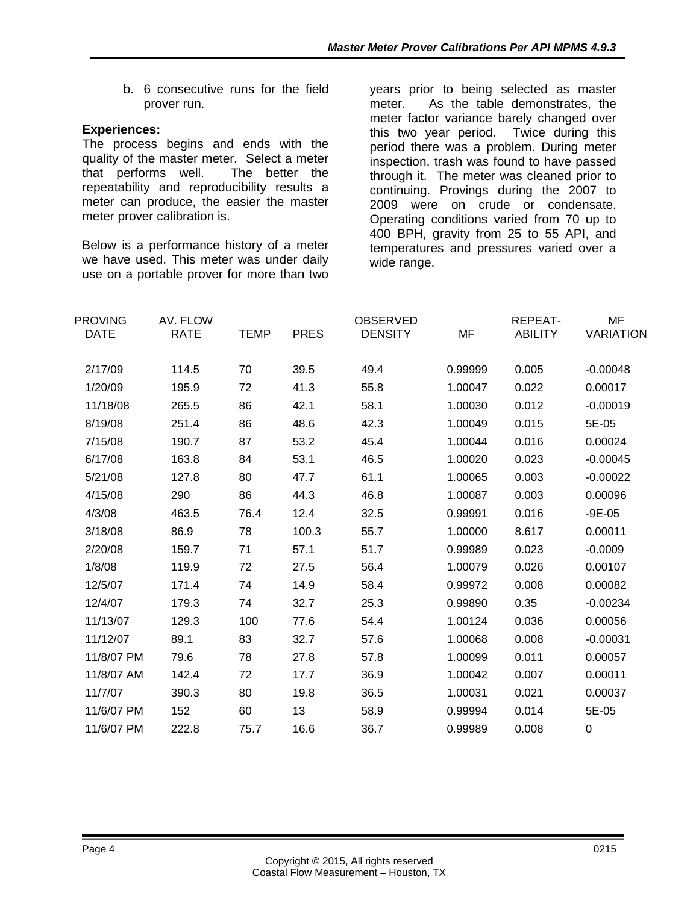b. 6 consecutive runs for the field prover run.

**Experiences:**

The process begins and ends with the quality of the master meter. Select a meter that performs well. The better the repeatability and reproducibility results a meter can produce, the easier the master meter prover calibration is.

Below is a performance history of a meter we have used. This meter was under daily use on a portable prover for more than two years prior to being selected as master meter. As the table demonstrates, the meter factor variance barely changed over this two year period. Twice during this period there was a problem. During meter inspection, trash was found to have passed through it. The meter was cleaned prior to continuing. Provings during the 2007 to 2009 were on crude or condensate. Operating conditions varied from 70 up to 400 BPH, gravity from 25 to 55 API, and temperatures and pressures varied over a wide range.

| PROVING DATE | AV. FLOW RATE | TEMP | PRES | OBSERVED DENSITY | MF | REPEAT-ABILITY | MF VARIATION |
|---|---|---|---|---|---|---|---|
| 2/17/09 | 114.5 | 70 | 39.5 | 49.4 | 0.99999 | 0.005 | -0.00048 |
| 1/20/09 | 195.9 | 72 | 41.3 | 55.8 | 1.00047 | 0.022 | 0.00017 |
| 11/18/08 | 265.5 | 86 | 42.1 | 58.1 | 1.00030 | 0.012 | -0.00019 |
| 8/19/08 | 251.4 | 86 | 48.6 | 42.3 | 1.00049 | 0.015 | 5E-05 |
| 7/15/08 | 190.7 | 87 | 53.2 | 45.4 | 1.00044 | 0.016 | 0.00024 |
| 6/17/08 | 163.8 | 84 | 53.1 | 46.5 | 1.00020 | 0.023 | -0.00045 |
| 5/21/08 | 127.8 | 80 | 47.7 | 61.1 | 1.00065 | 0.003 | -0.00022 |
| 4/15/08 | 290 | 86 | 44.3 | 46.8 | 1.00087 | 0.003 | 0.00096 |
| 4/3/08 | 463.5 | 76.4 | 12.4 | 32.5 | 0.99991 | 0.016 | -9E-05 |
| 3/18/08 | 86.9 | 78 | 100.3 | 55.7 | 1.00000 | 8.617 | 0.00011 |
| 2/20/08 | 159.7 | 71 | 57.1 | 51.7 | 0.99989 | 0.023 | -0.0009 |
| 1/8/08 | 119.9 | 72 | 27.5 | 56.4 | 1.00079 | 0.026 | 0.00107 |
| 12/5/07 | 171.4 | 74 | 14.9 | 58.4 | 0.99972 | 0.008 | 0.00082 |
| 12/4/07 | 179.3 | 74 | 32.7 | 25.3 | 0.99890 | 0.35 | -0.00234 |
| 11/13/07 | 129.3 | 100 | 77.6 | 54.4 | 1.00124 | 0.036 | 0.00056 |
| 11/12/07 | 89.1 | 83 | 32.7 | 57.6 | 1.00068 | 0.008 | -0.00031 |
| 11/8/07 PM | 79.6 | 78 | 27.8 | 57.8 | 1.00099 | 0.011 | 0.00057 |
| 11/8/07 AM | 142.4 | 72 | 17.7 | 36.9 | 1.00042 | 0.007 | 0.00011 |
| 11/7/07 | 390.3 | 80 | 19.8 | 36.5 | 1.00031 | 0.021 | 0.00037 |
| 11/6/07 PM | 152 | 60 | 13 | 58.9 | 0.99994 | 0.014 | 5E-05 |
| 11/6/07 PM | 222.8 | 75.7 | 16.6 | 36.7 | 0.99989 | 0.008 | 0 |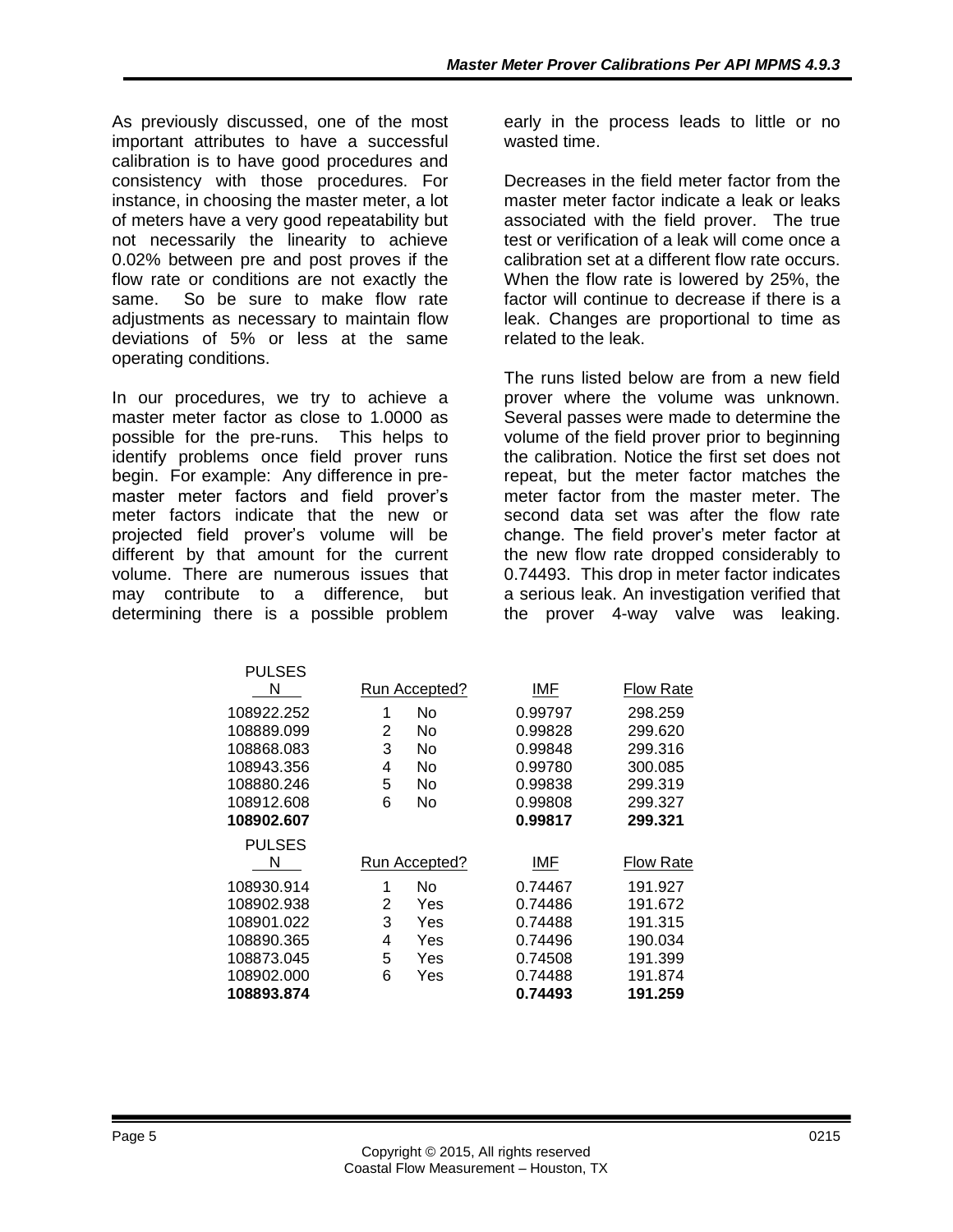As previously discussed, one of the most important attributes to have a successful calibration is to have good procedures and consistency with those procedures. For instance, in choosing the master meter, a lot of meters have a very good repeatability but not necessarily the linearity to achieve 0.02% between pre and post proves if the flow rate or conditions are not exactly the same. So be sure to make flow rate adjustments as necessary to maintain flow deviations of 5% or less at the same operating conditions.

In our procedures, we try to achieve a master meter factor as close to 1.0000 as possible for the pre-runs. This helps to identify problems once field prover runs begin. For example: Any difference in pre-master meter factors and field prover's meter factors indicate that the new or projected field prover's volume will be different by that amount for the current volume. There are numerous issues that may contribute to a difference, but determining there is a possible problem early in the process leads to little or no wasted time.

Decreases in the field meter factor from the master meter factor indicate a leak or leaks associated with the field prover. The true test or verification of a leak will come once a calibration set at a different flow rate occurs. When the flow rate is lowered by 25%, the factor will continue to decrease if there is a leak. Changes are proportional to time as related to the leak.

The runs listed below are from a new field prover where the volume was unknown. Several passes were made to determine the volume of the field prover prior to beginning the calibration. Notice the first set does not repeat, but the meter factor matches the meter factor from the master meter. The second data set was after the flow rate change. The field prover's meter factor at the new flow rate dropped considerably to 0.74493. This drop in meter factor indicates a serious leak. An investigation verified that the prover 4-way valve was leaking.

| PULSES N | Run | Accepted? | IMF | Flow Rate |
|---|---|---|---|---|
| 108922.252 | 1 | No | 0.99797 | 298.259 |
| 108889.099 | 2 | No | 0.99828 | 299.620 |
| 108868.083 | 3 | No | 0.99848 | 299.316 |
| 108943.356 | 4 | No | 0.99780 | 300.085 |
| 108880.246 | 5 | No | 0.99838 | 299.319 |
| 108912.608 | 6 | No | 0.99808 | 299.327 |
| **108902.607** | | | **0.99817** | **299.321** |

| PULSES N | Run | Accepted? | IMF | Flow Rate |
|---|---|---|---|---|
| 108930.914 | 1 | No | 0.74467 | 191.927 |
| 108902.938 | 2 | Yes | 0.74486 | 191.672 |
| 108901.022 | 3 | Yes | 0.74488 | 191.315 |
| 108890.365 | 4 | Yes | 0.74496 | 190.034 |
| 108873.045 | 5 | Yes | 0.74508 | 191.399 |
| 108902.000 | 6 | Yes | 0.74488 | 191.874 |
| **108893.874** | | | **0.74493** | **191.259** |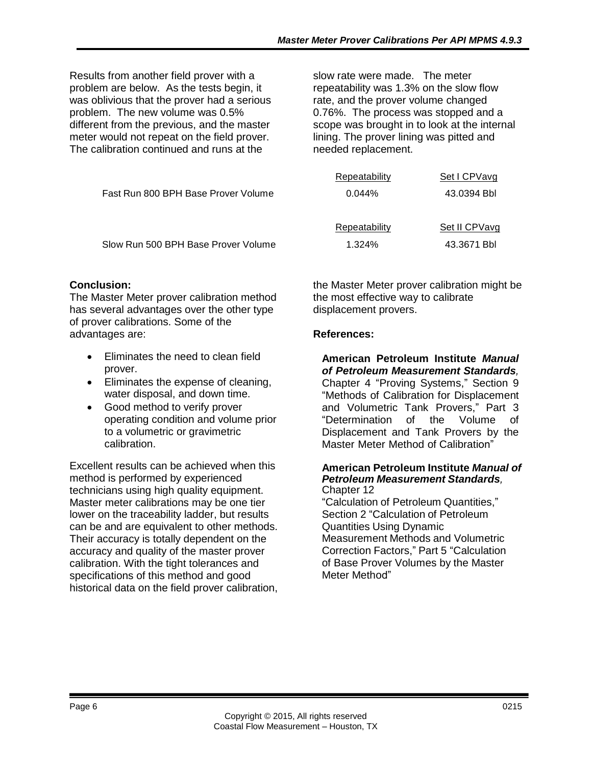Results from another field prover with a problem are below. As the tests begin, it was oblivious that the prover had a serious problem. The new volume was 0.5% different from the previous, and the master meter would not repeat on the field prover. The calibration continued and runs at the slow rate were made. The meter repeatability was 1.3% on the slow flow rate, and the prover volume changed 0.76%. The process was stopped and a scope was brought in to look at the internal lining. The prover lining was pitted and needed replacement.

| | Repeatability | Set I CPVavg |
|---|---|---|
| Fast Run 800 BPH Base Prover Volume | 0.044% | 43.0394 Bbl |
| | **Repeatability** | **Set II CPVavg** |
| Slow Run 500 BPH Base Prover Volume | 1.324% | 43.3671 Bbl |

## Conclusion:

The Master Meter prover calibration method has several advantages over the other type of prover calibrations. Some of the advantages are:

- Eliminates the need to clean field prover.
- Eliminates the expense of cleaning, water disposal, and down time.
- Good method to verify prover operating condition and volume prior to a volumetric or gravimetric calibration.

Excellent results can be achieved when this method is performed by experienced technicians using high quality equipment. Master meter calibrations may be one tier lower on the traceability ladder, but results can be and are equivalent to other methods. Their accuracy is totally dependent on the accuracy and quality of the master prover calibration. With the tight tolerances and specifications of this method and good historical data on the field prover calibration, the Master Meter prover calibration might be the most effective way to calibrate displacement provers.

## References:

**American Petroleum Institute *Manual of Petroleum Measurement Standards*,** Chapter 4 "Proving Systems," Section 9 "Methods of Calibration for Displacement and Volumetric Tank Provers," Part 3 "Determination of the Volume of Displacement and Tank Provers by the Master Meter Method of Calibration"

**American Petroleum Institute *Manual of Petroleum Measurement Standards*,** Chapter 12 "Calculation of Petroleum Quantities," Section 2 "Calculation of Petroleum Quantities Using Dynamic Measurement Methods and Volumetric Correction Factors," Part 5 "Calculation of Base Prover Volumes by the Master Meter Method"